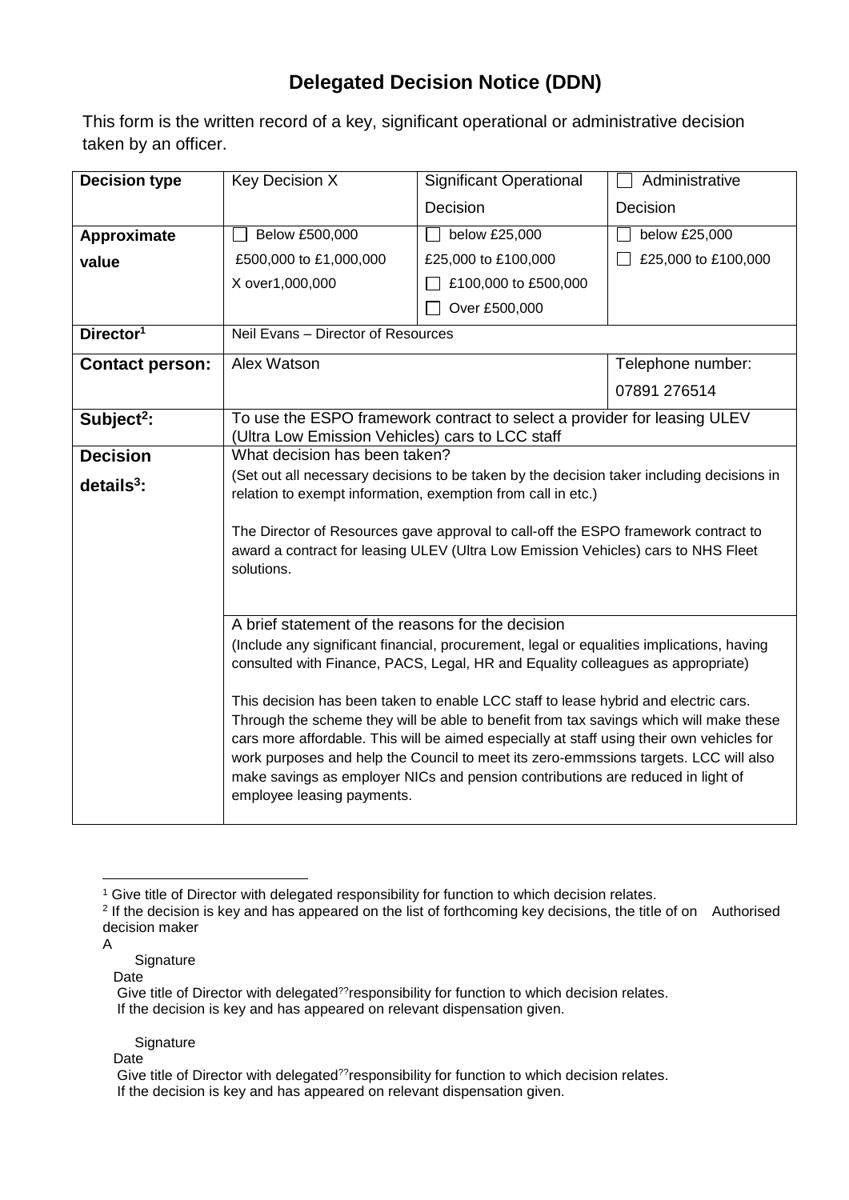# Delegated Decision Notice (DDN)

This form is the written record of a key, significant operational or administrative decision taken by an officer.

| **Decision type** | Key Decision X | Significant Operational Decision | ☐ Administrative Decision |
|---|---|---|---|
| **Approximate value** | ☐ Below £500,000<br>£500,000 to £1,000,000<br>X over1,000,000 | ☐ below £25,000<br>£25,000 to £100,000<br>☐ £100,000 to £500,000<br>☐ Over £500,000 | ☐ below £25,000<br>☐ £25,000 to £100,000 |
| **Director[1]** | Neil Evans – Director of Resources | | |
| **Contact person:** | Alex Watson | | Telephone number:<br>07891 276514 |
| **Subject[2]:** | To use the ESPO framework contract to select a provider for leasing ULEV (Ultra Low Emission Vehicles) cars to LCC staff | | |
| **Decision details[3]:** | What decision has been taken?<br>(Set out all necessary decisions to be taken by the decision taker including decisions in relation to exempt information, exemption from call in etc.)<br><br>The Director of Resources gave approval to call-off the ESPO framework contract to award a contract for leasing ULEV (Ultra Low Emission Vehicles) cars to NHS Fleet solutions. | | |
| | A brief statement of the reasons for the decision<br>(Include any significant financial, procurement, legal or equalities implications, having consulted with Finance, PACS, Legal, HR and Equality colleagues as appropriate)<br><br>This decision has been taken to enable LCC staff to lease hybrid and electric cars. Through the scheme they will be able to benefit from tax savings which will make these cars more affordable. This will be aimed especially at staff using their own vehicles for work purposes and help the Council to meet its zero-emmssions targets. LCC will also make savings as employer NICs and pension contributions are reduced in light of employee leasing payments. | | |

[1] Give title of Director with delegated responsibility for function to which decision relates.

[2] If the decision is key and has appeared on the list of forthcoming key decisions, the title of on Authorised decision maker

A

Signature

Date

Give title of Director with delegated??responsibility for function to which decision relates.
If the decision is key and has appeared on relevant dispensation given.

Signature

Date

Give title of Director with delegated??responsibility for function to which decision relates.
If the decision is key and has appeared on relevant dispensation given.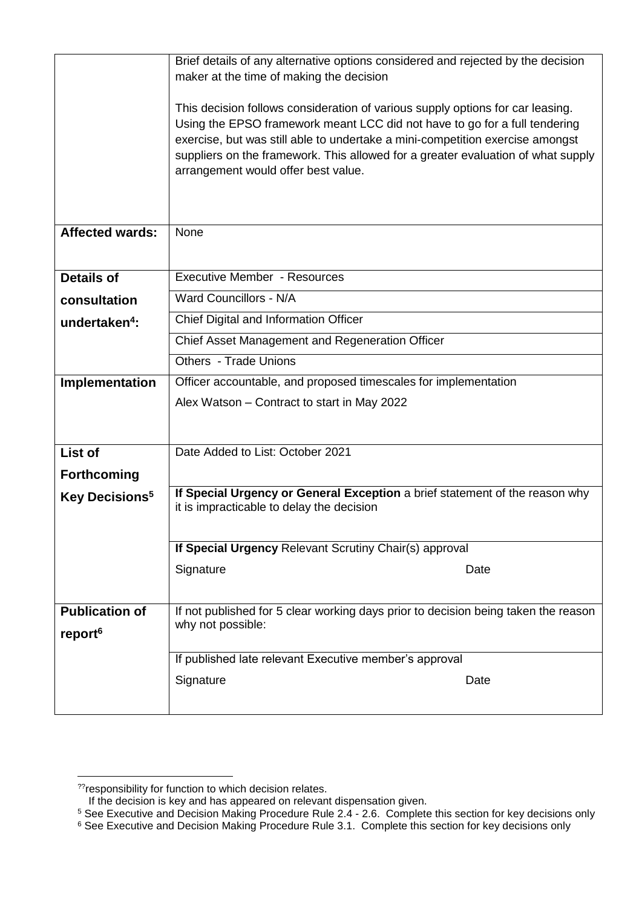| | |
|---|---|
| | Brief details of any alternative options considered and rejected by the decision maker at the time of making the decision<br><br>This decision follows consideration of various supply options for car leasing. Using the EPSO framework meant LCC did not have to go for a full tendering exercise, but was still able to undertake a mini-competition exercise amongst suppliers on the framework. This allowed for a greater evaluation of what supply arrangement would offer best value. |
| **Affected wards:** | None |
| **Details of consultation undertaken[4]:** | Executive Member - Resources |
| | Ward Councillors - N/A |
| | Chief Digital and Information Officer |
| | Chief Asset Management and Regeneration Officer |
| | Others - Trade Unions |
| **Implementation** | Officer accountable, and proposed timescales for implementation<br><br>Alex Watson – Contract to start in May 2022 |
| **List of Forthcoming Key Decisions[5]** | Date Added to List: October 2021 |
| | **If Special Urgency or General Exception** a brief statement of the reason why it is impracticable to delay the decision |
| | **If Special Urgency** Relevant Scrutiny Chair(s) approval<br><br>Signature Date |
| **Publication of report[6]** | If not published for 5 clear working days prior to decision being taken the reason why not possible: |
| | If published late relevant Executive member's approval<br><br>Signature Date |

??responsibility for function to which decision relates.
If the decision is key and has appeared on relevant dispensation given.

[5] See Executive and Decision Making Procedure Rule 2.4 - 2.6. Complete this section for key decisions only

[6] See Executive and Decision Making Procedure Rule 3.1. Complete this section for key decisions only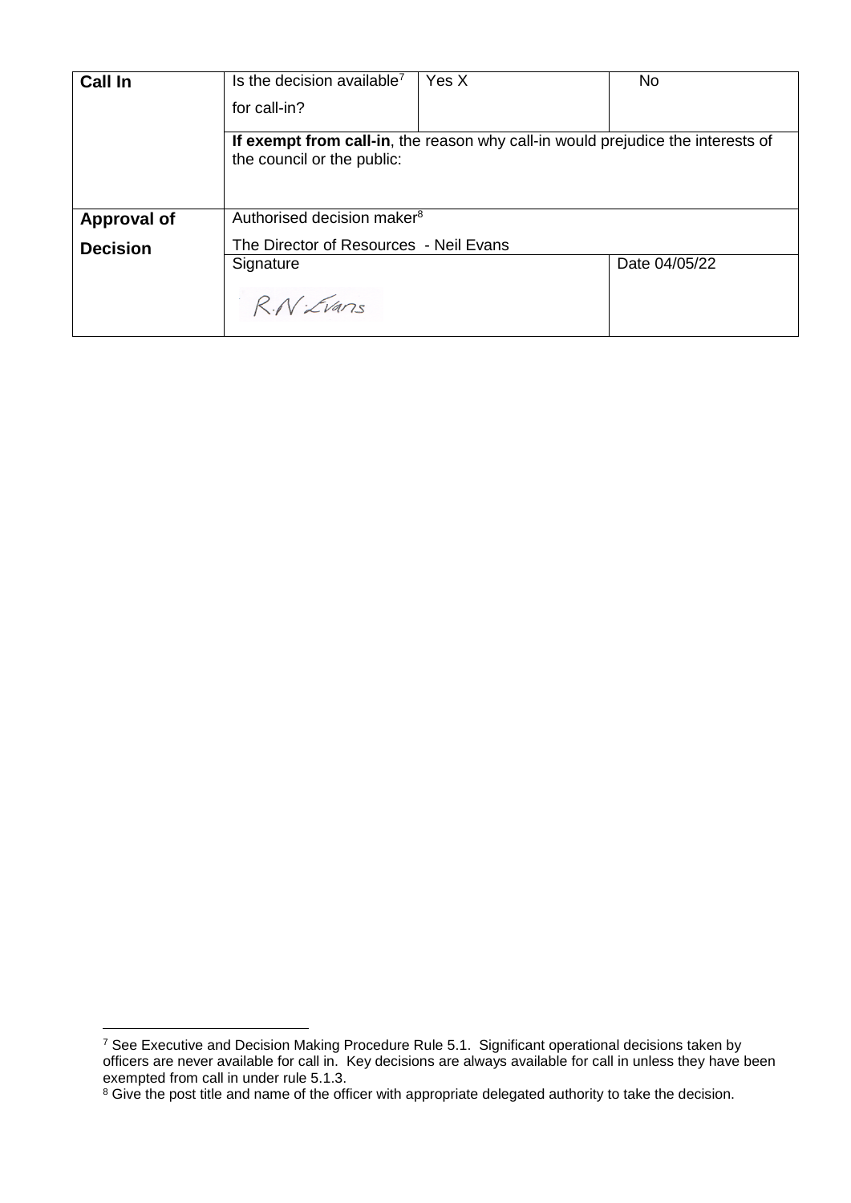| | | | |
|---|---|---|---|
| **Call In** | Is the decision available[7] for call-in? | Yes X | No |
| | **If exempt from call-in**, the reason why call-in would prejudice the interests of the council or the public: | | |
| **Approval of Decision** | Authorised decision maker[8] The Director of Resources - Neil Evans | | |
| | Signature R.N.Evans | | Date 04/05/22 |

[7] See Executive and Decision Making Procedure Rule 5.1. Significant operational decisions taken by officers are never available for call in. Key decisions are always available for call in unless they have been exempted from call in under rule 5.1.3.

[8] Give the post title and name of the officer with appropriate delegated authority to take the decision.